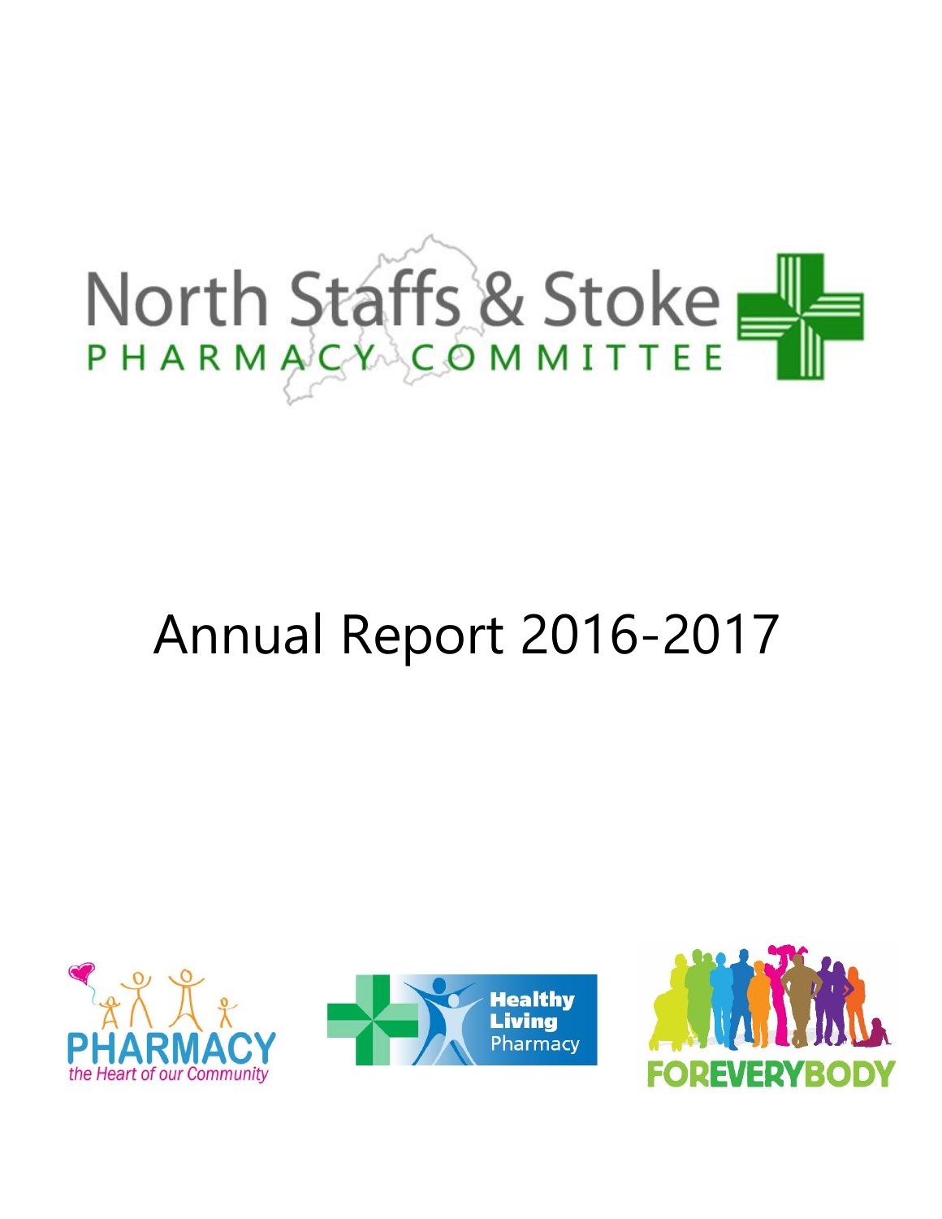North Staffs & Stoke

PHARMACY COMMITTEE

# Annual Report 2016-2017

PHARMACY

the Heart of our Community

Healthy Living Pharmacy

FOREVERYBODY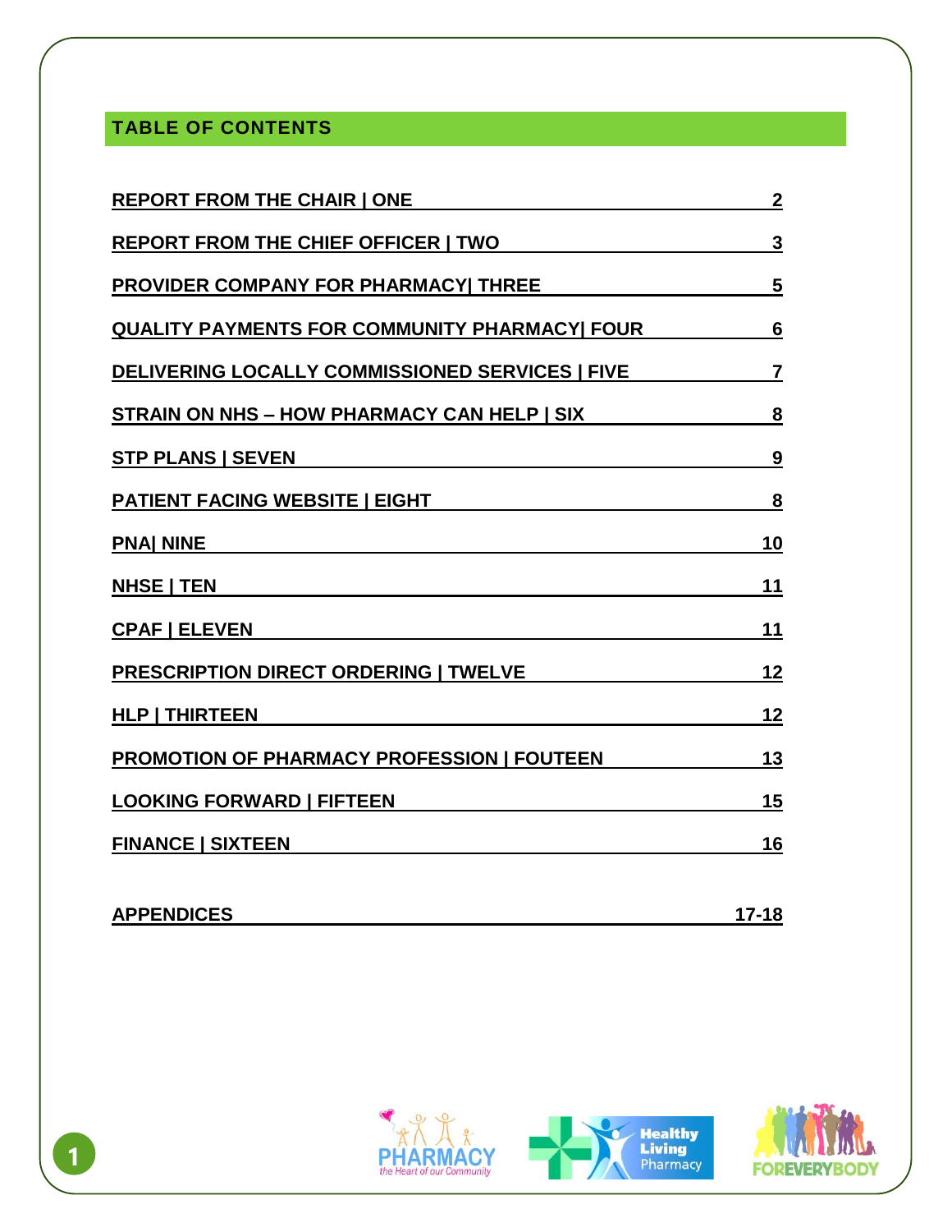## TABLE OF CONTENTS

| | |
|---|---|
| REPORT FROM THE CHAIR \| ONE | 2 |
| REPORT FROM THE CHIEF OFFICER \| TWO | 3 |
| PROVIDER COMPANY FOR PHARMACY\| THREE | 5 |
| QUALITY PAYMENTS FOR COMMUNITY PHARMACY\| FOUR | 6 |
| DELIVERING LOCALLY COMMISSIONED SERVICES \| FIVE | 7 |
| STRAIN ON NHS – HOW PHARMACY CAN HELP \| SIX | 8 |
| STP PLANS \| SEVEN | 9 |
| PATIENT FACING WEBSITE \| EIGHT | 8 |
| PNA\| NINE | 10 |
| NHSE \| TEN | 11 |
| CPAF \| ELEVEN | 11 |
| PRESCRIPTION DIRECT ORDERING \| TWELVE | 12 |
| HLP \| THIRTEEN | 12 |
| PROMOTION OF PHARMACY PROFESSION \| FOUTEEN | 13 |
| LOOKING FORWARD \| FIFTEEN | 15 |
| FINANCE \| SIXTEEN | 16 |
| APPENDICES | 17-18 |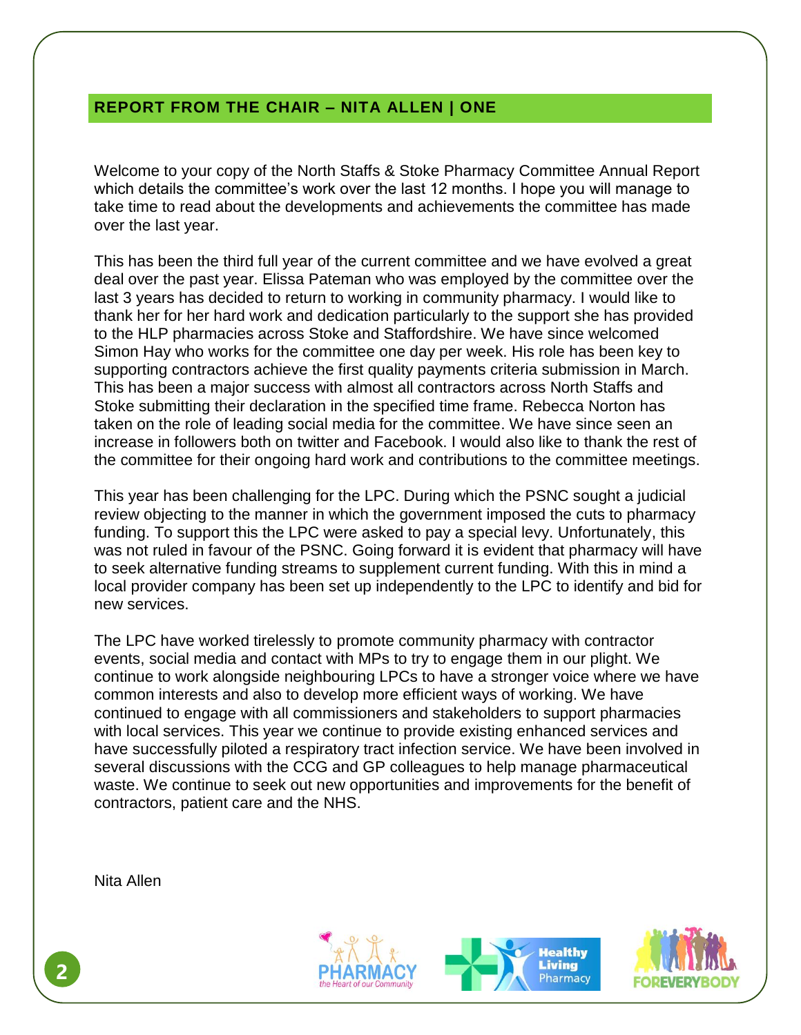## REPORT FROM THE CHAIR – NITA ALLEN | ONE

Welcome to your copy of the North Staffs & Stoke Pharmacy Committee Annual Report which details the committee's work over the last 12 months. I hope you will manage to take time to read about the developments and achievements the committee has made over the last year.

This has been the third full year of the current committee and we have evolved a great deal over the past year. Elissa Pateman who was employed by the committee over the last 3 years has decided to return to working in community pharmacy. I would like to thank her for her hard work and dedication particularly to the support she has provided to the HLP pharmacies across Stoke and Staffordshire. We have since welcomed Simon Hay who works for the committee one day per week. His role has been key to supporting contractors achieve the first quality payments criteria submission in March. This has been a major success with almost all contractors across North Staffs and Stoke submitting their declaration in the specified time frame. Rebecca Norton has taken on the role of leading social media for the committee. We have since seen an increase in followers both on twitter and Facebook. I would also like to thank the rest of the committee for their ongoing hard work and contributions to the committee meetings.

This year has been challenging for the LPC. During which the PSNC sought a judicial review objecting to the manner in which the government imposed the cuts to pharmacy funding. To support this the LPC were asked to pay a special levy. Unfortunately, this was not ruled in favour of the PSNC. Going forward it is evident that pharmacy will have to seek alternative funding streams to supplement current funding. With this in mind a local provider company has been set up independently to the LPC to identify and bid for new services.

The LPC have worked tirelessly to promote community pharmacy with contractor events, social media and contact with MPs to try to engage them in our plight. We continue to work alongside neighbouring LPCs to have a stronger voice where we have common interests and also to develop more efficient ways of working. We have continued to engage with all commissioners and stakeholders to support pharmacies with local services. This year we continue to provide existing enhanced services and have successfully piloted a respiratory tract infection service. We have been involved in several discussions with the CCG and GP colleagues to help manage pharmaceutical waste. We continue to seek out new opportunities and improvements for the benefit of contractors, patient care and the NHS.

Nita Allen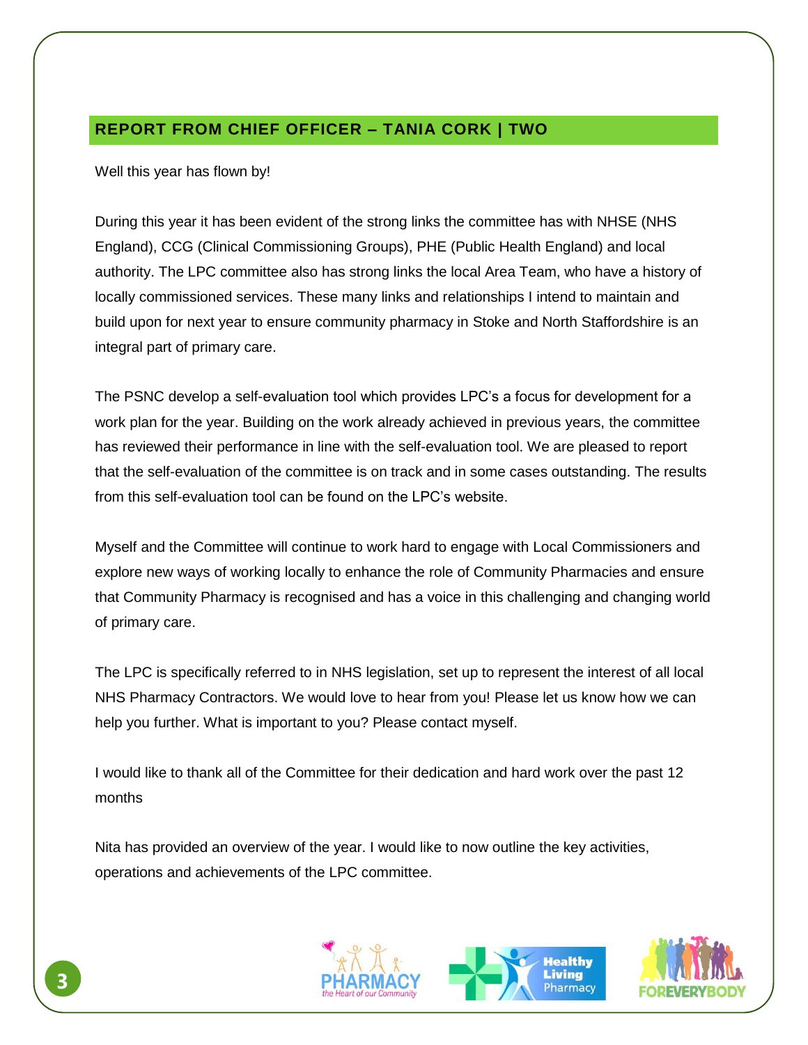## REPORT FROM CHIEF OFFICER – TANIA CORK | TWO

Well this year has flown by!

During this year it has been evident of the strong links the committee has with NHSE (NHS England), CCG (Clinical Commissioning Groups), PHE (Public Health England) and local authority. The LPC committee also has strong links the local Area Team, who have a history of locally commissioned services. These many links and relationships I intend to maintain and build upon for next year to ensure community pharmacy in Stoke and North Staffordshire is an integral part of primary care.

The PSNC develop a self-evaluation tool which provides LPC's a focus for development for a work plan for the year. Building on the work already achieved in previous years, the committee has reviewed their performance in line with the self-evaluation tool. We are pleased to report that the self-evaluation of the committee is on track and in some cases outstanding. The results from this self-evaluation tool can be found on the LPC's website.

Myself and the Committee will continue to work hard to engage with Local Commissioners and explore new ways of working locally to enhance the role of Community Pharmacies and ensure that Community Pharmacy is recognised and has a voice in this challenging and changing world of primary care.

The LPC is specifically referred to in NHS legislation, set up to represent the interest of all local NHS Pharmacy Contractors. We would love to hear from you! Please let us know how we can help you further. What is important to you? Please contact myself.

I would like to thank all of the Committee for their dedication and hard work over the past 12 months

Nita has provided an overview of the year. I would like to now outline the key activities, operations and achievements of the LPC committee.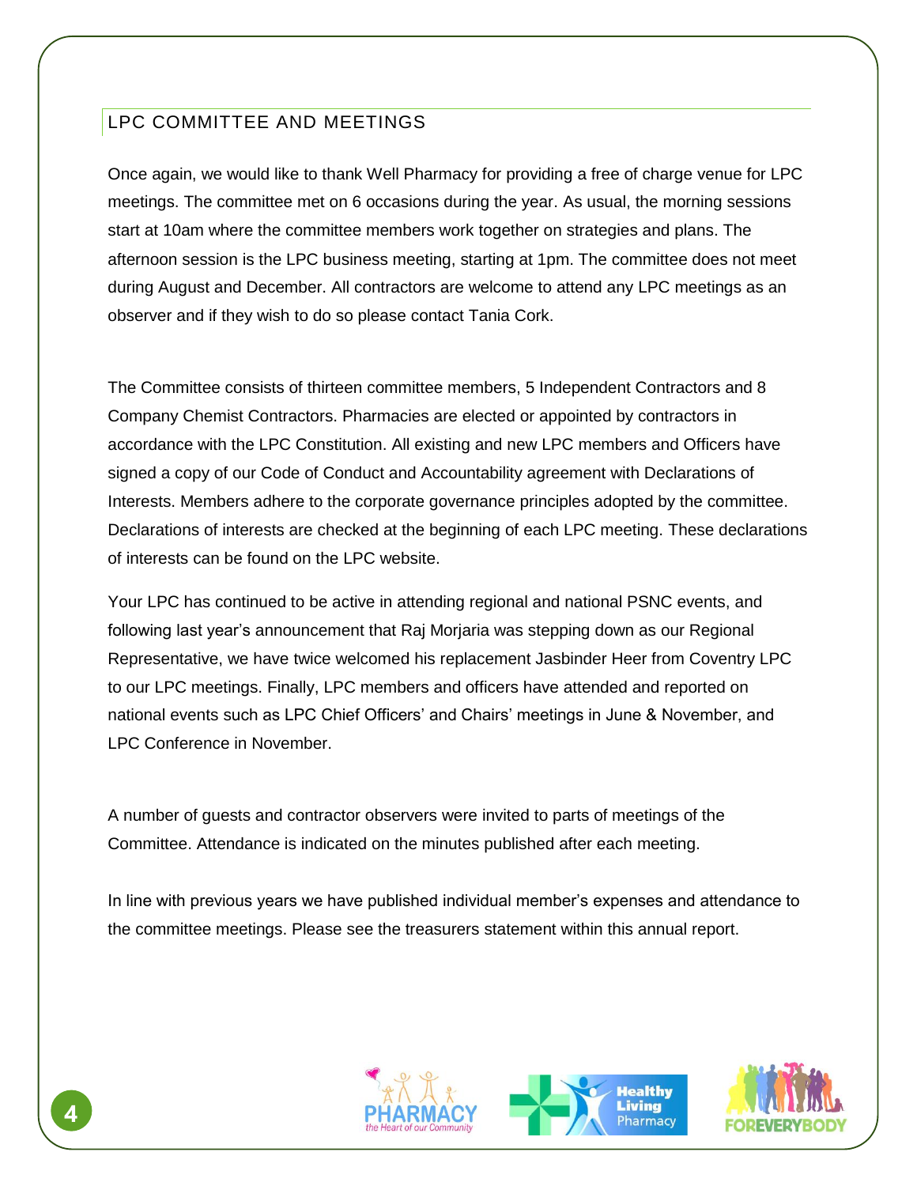## LPC COMMITTEE AND MEETINGS

Once again, we would like to thank Well Pharmacy for providing a free of charge venue for LPC meetings. The committee met on 6 occasions during the year. As usual, the morning sessions start at 10am where the committee members work together on strategies and plans. The afternoon session is the LPC business meeting, starting at 1pm. The committee does not meet during August and December. All contractors are welcome to attend any LPC meetings as an observer and if they wish to do so please contact Tania Cork.

The Committee consists of thirteen committee members, 5 Independent Contractors and 8 Company Chemist Contractors. Pharmacies are elected or appointed by contractors in accordance with the LPC Constitution. All existing and new LPC members and Officers have signed a copy of our Code of Conduct and Accountability agreement with Declarations of Interests. Members adhere to the corporate governance principles adopted by the committee. Declarations of interests are checked at the beginning of each LPC meeting. These declarations of interests can be found on the LPC website.

Your LPC has continued to be active in attending regional and national PSNC events, and following last year's announcement that Raj Morjaria was stepping down as our Regional Representative, we have twice welcomed his replacement Jasbinder Heer from Coventry LPC to our LPC meetings. Finally, LPC members and officers have attended and reported on national events such as LPC Chief Officers' and Chairs' meetings in June & November, and LPC Conference in November.

A number of guests and contractor observers were invited to parts of meetings of the Committee. Attendance is indicated on the minutes published after each meeting.

In line with previous years we have published individual member's expenses and attendance to the committee meetings. Please see the treasurers statement within this annual report.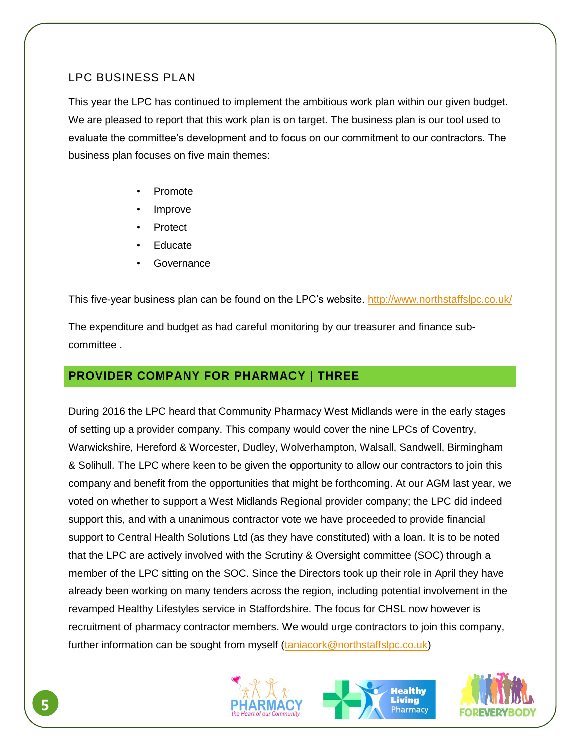## LPC BUSINESS PLAN

This year the LPC has continued to implement the ambitious work plan within our given budget. We are pleased to report that this work plan is on target. The business plan is our tool used to evaluate the committee's development and to focus on our commitment to our contractors. The business plan focuses on five main themes:

- Promote
- Improve
- Protect
- Educate
- Governance

This five-year business plan can be found on the LPC's website. http://www.northstaffslpc.co.uk/

The expenditure and budget as had careful monitoring by our treasurer and finance sub-committee .

## PROVIDER COMPANY FOR PHARMACY | THREE

During 2016 the LPC heard that Community Pharmacy West Midlands were in the early stages of setting up a provider company. This company would cover the nine LPCs of Coventry, Warwickshire, Hereford & Worcester, Dudley, Wolverhampton, Walsall, Sandwell, Birmingham & Solihull. The LPC where keen to be given the opportunity to allow our contractors to join this company and benefit from the opportunities that might be forthcoming. At our AGM last year, we voted on whether to support a West Midlands Regional provider company; the LPC did indeed support this, and with a unanimous contractor vote we have proceeded to provide financial support to Central Health Solutions Ltd (as they have constituted) with a loan. It is to be noted that the LPC are actively involved with the Scrutiny & Oversight committee (SOC) through a member of the LPC sitting on the SOC. Since the Directors took up their role in April they have already been working on many tenders across the region, including potential involvement in the revamped Healthy Lifestyles service in Staffordshire. The focus for CHSL now however is recruitment of pharmacy contractor members. We would urge contractors to join this company, further information can be sought from myself (taniacork@northstaffslpc.co.uk)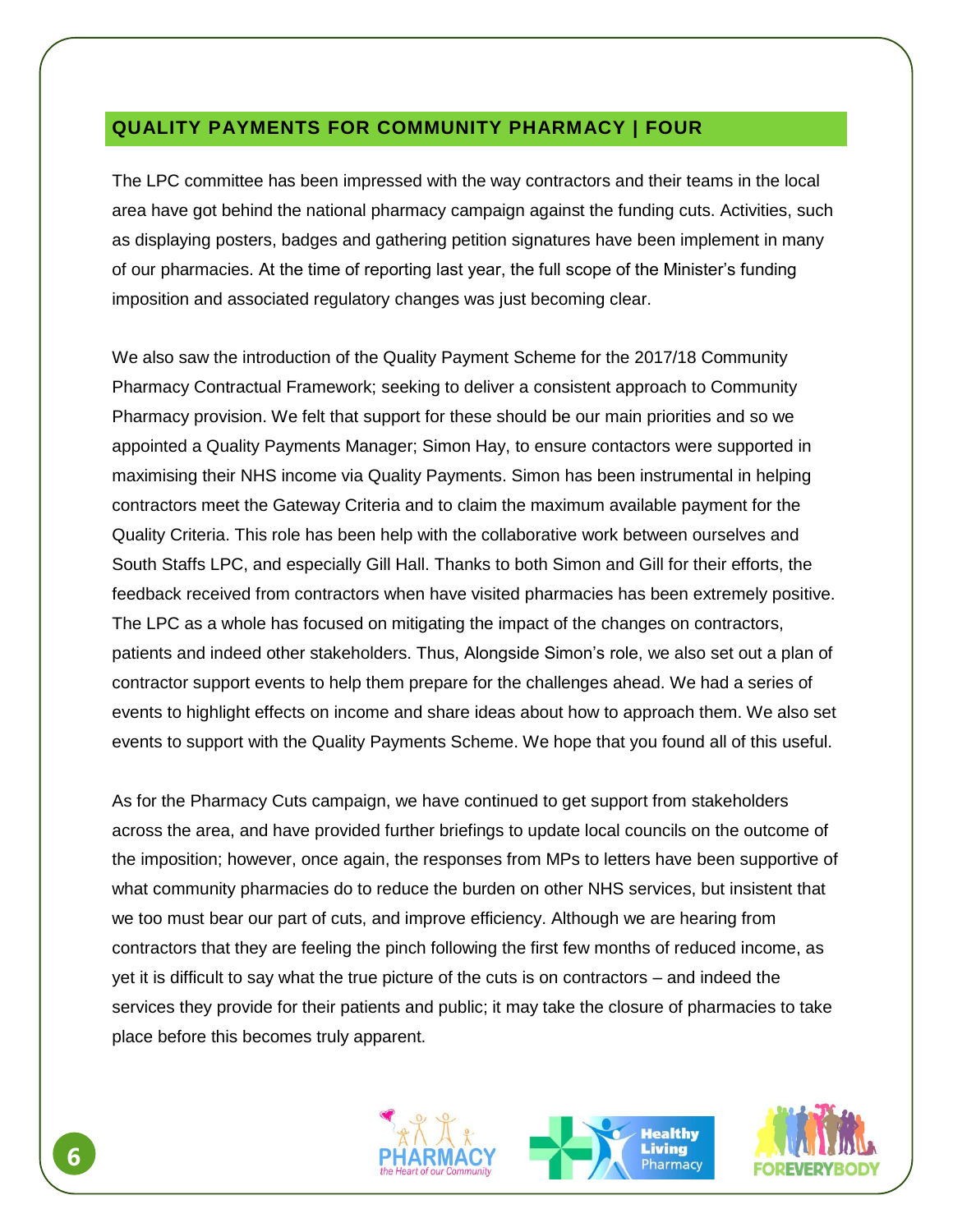## QUALITY PAYMENTS FOR COMMUNITY PHARMACY | FOUR

The LPC committee has been impressed with the way contractors and their teams in the local area have got behind the national pharmacy campaign against the funding cuts. Activities, such as displaying posters, badges and gathering petition signatures have been implement in many of our pharmacies. At the time of reporting last year, the full scope of the Minister's funding imposition and associated regulatory changes was just becoming clear.

We also saw the introduction of the Quality Payment Scheme for the 2017/18 Community Pharmacy Contractual Framework; seeking to deliver a consistent approach to Community Pharmacy provision. We felt that support for these should be our main priorities and so we appointed a Quality Payments Manager; Simon Hay, to ensure contactors were supported in maximising their NHS income via Quality Payments. Simon has been instrumental in helping contractors meet the Gateway Criteria and to claim the maximum available payment for the Quality Criteria. This role has been help with the collaborative work between ourselves and South Staffs LPC, and especially Gill Hall. Thanks to both Simon and Gill for their efforts, the feedback received from contractors when have visited pharmacies has been extremely positive. The LPC as a whole has focused on mitigating the impact of the changes on contractors, patients and indeed other stakeholders. Thus, Alongside Simon's role, we also set out a plan of contractor support events to help them prepare for the challenges ahead. We had a series of events to highlight effects on income and share ideas about how to approach them. We also set events to support with the Quality Payments Scheme. We hope that you found all of this useful.

As for the Pharmacy Cuts campaign, we have continued to get support from stakeholders across the area, and have provided further briefings to update local councils on the outcome of the imposition; however, once again, the responses from MPs to letters have been supportive of what community pharmacies do to reduce the burden on other NHS services, but insistent that we too must bear our part of cuts, and improve efficiency. Although we are hearing from contractors that they are feeling the pinch following the first few months of reduced income, as yet it is difficult to say what the true picture of the cuts is on contractors – and indeed the services they provide for their patients and public; it may take the closure of pharmacies to take place before this becomes truly apparent.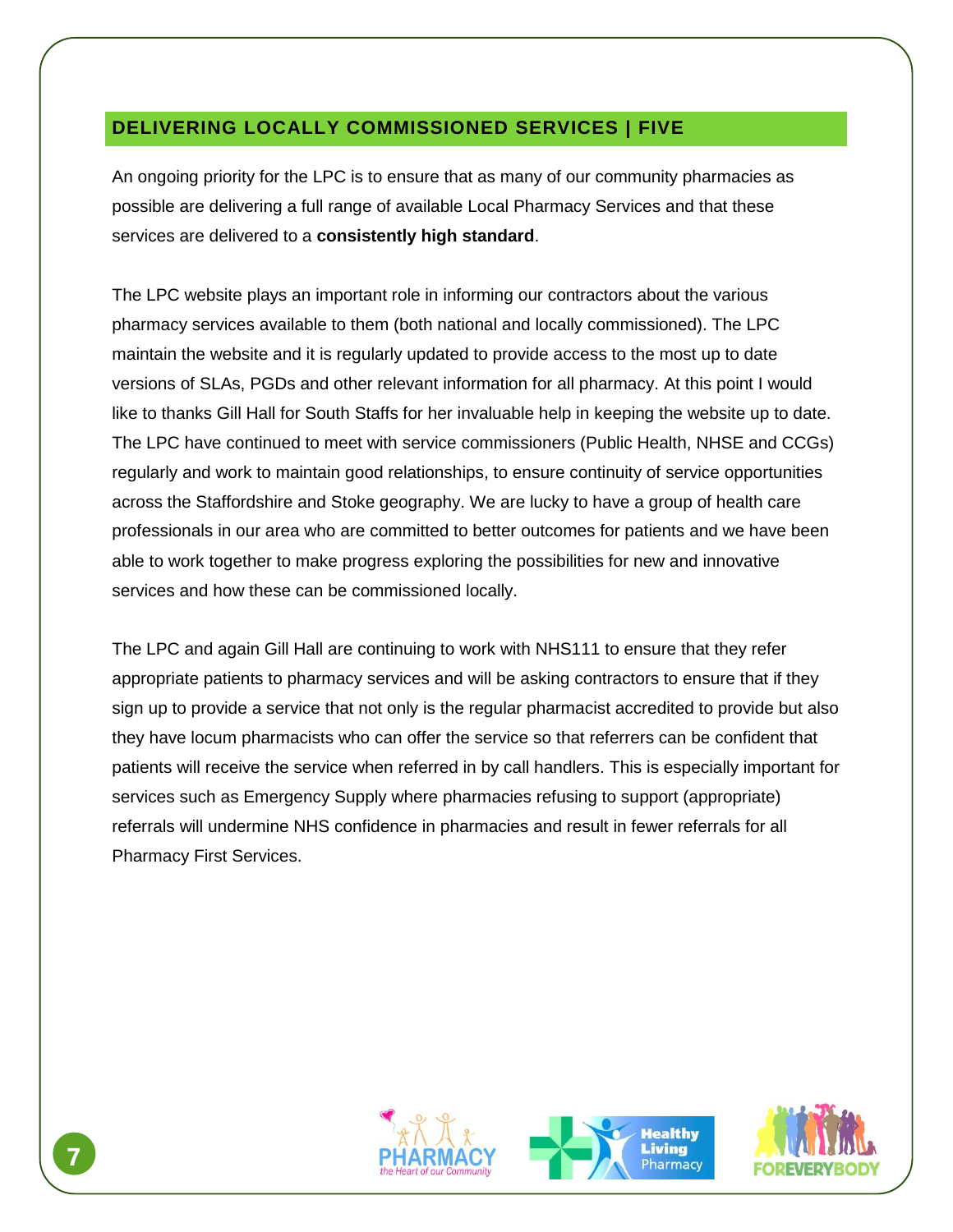## DELIVERING LOCALLY COMMISSIONED SERVICES | FIVE

An ongoing priority for the LPC is to ensure that as many of our community pharmacies as possible are delivering a full range of available Local Pharmacy Services and that these services are delivered to a **consistently high standard**.

The LPC website plays an important role in informing our contractors about the various pharmacy services available to them (both national and locally commissioned). The LPC maintain the website and it is regularly updated to provide access to the most up to date versions of SLAs, PGDs and other relevant information for all pharmacy. At this point I would like to thanks Gill Hall for South Staffs for her invaluable help in keeping the website up to date. The LPC have continued to meet with service commissioners (Public Health, NHSE and CCGs) regularly and work to maintain good relationships, to ensure continuity of service opportunities across the Staffordshire and Stoke geography. We are lucky to have a group of health care professionals in our area who are committed to better outcomes for patients and we have been able to work together to make progress exploring the possibilities for new and innovative services and how these can be commissioned locally.

The LPC and again Gill Hall are continuing to work with NHS111 to ensure that they refer appropriate patients to pharmacy services and will be asking contractors to ensure that if they sign up to provide a service that not only is the regular pharmacist accredited to provide but also they have locum pharmacists who can offer the service so that referrers can be confident that patients will receive the service when referred in by call handlers. This is especially important for services such as Emergency Supply where pharmacies refusing to support (appropriate) referrals will undermine NHS confidence in pharmacies and result in fewer referrals for all Pharmacy First Services.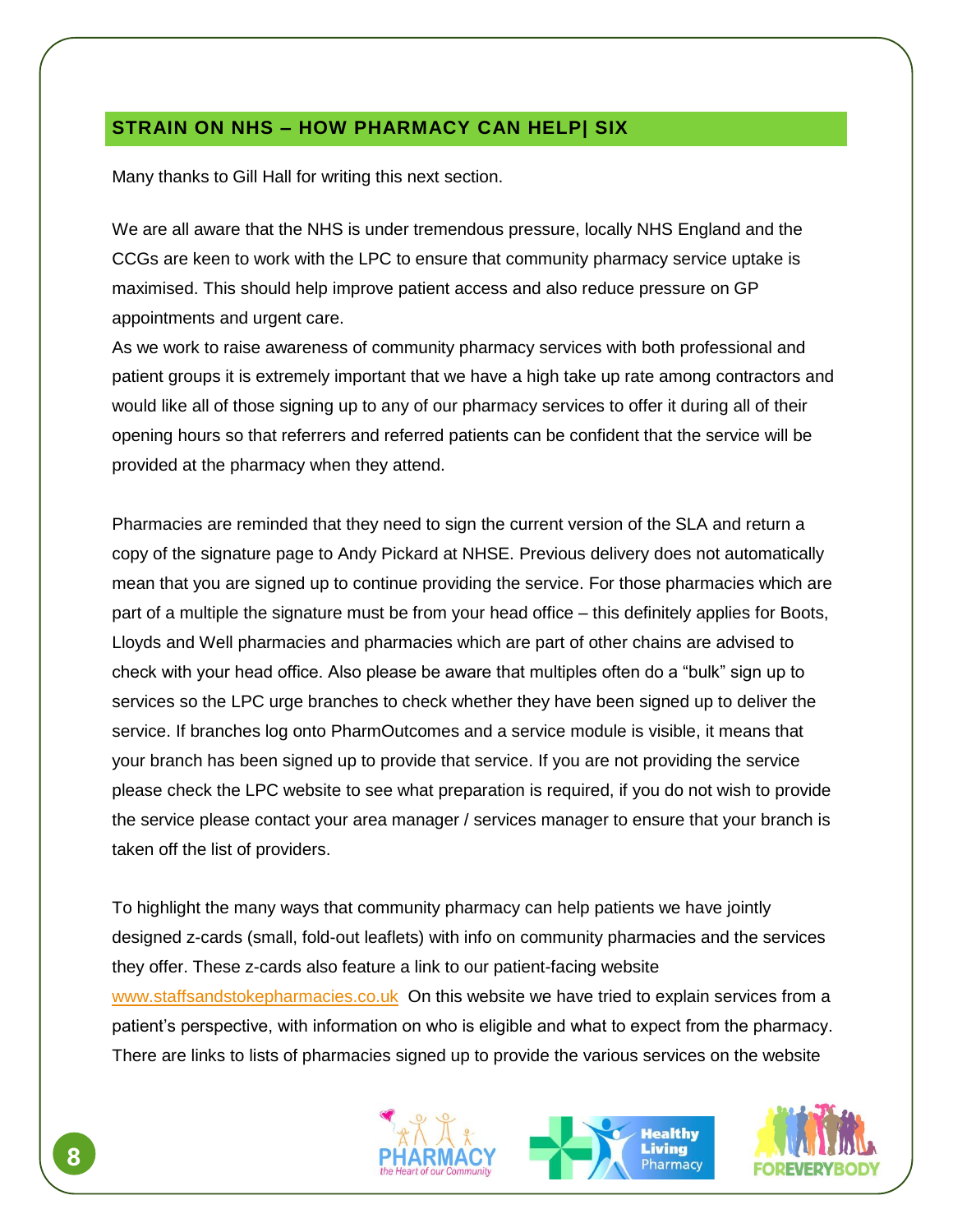## STRAIN ON NHS – HOW PHARMACY CAN HELP| SIX

Many thanks to Gill Hall for writing this next section.

We are all aware that the NHS is under tremendous pressure, locally NHS England and the CCGs are keen to work with the LPC to ensure that community pharmacy service uptake is maximised. This should help improve patient access and also reduce pressure on GP appointments and urgent care.
As we work to raise awareness of community pharmacy services with both professional and patient groups it is extremely important that we have a high take up rate among contractors and would like all of those signing up to any of our pharmacy services to offer it during all of their opening hours so that referrers and referred patients can be confident that the service will be provided at the pharmacy when they attend.

Pharmacies are reminded that they need to sign the current version of the SLA and return a copy of the signature page to Andy Pickard at NHSE. Previous delivery does not automatically mean that you are signed up to continue providing the service. For those pharmacies which are part of a multiple the signature must be from your head office – this definitely applies for Boots, Lloyds and Well pharmacies and pharmacies which are part of other chains are advised to check with your head office. Also please be aware that multiples often do a "bulk" sign up to services so the LPC urge branches to check whether they have been signed up to deliver the service. If branches log onto PharmOutcomes and a service module is visible, it means that your branch has been signed up to provide that service. If you are not providing the service please check the LPC website to see what preparation is required, if you do not wish to provide the service please contact your area manager / services manager to ensure that your branch is taken off the list of providers.

To highlight the many ways that community pharmacy can help patients we have jointly designed z-cards (small, fold-out leaflets) with info on community pharmacies and the services they offer. These z-cards also feature a link to our patient-facing website www.staffsandstokepharmacies.co.uk On this website we have tried to explain services from a patient's perspective, with information on who is eligible and what to expect from the pharmacy. There are links to lists of pharmacies signed up to provide the various services on the website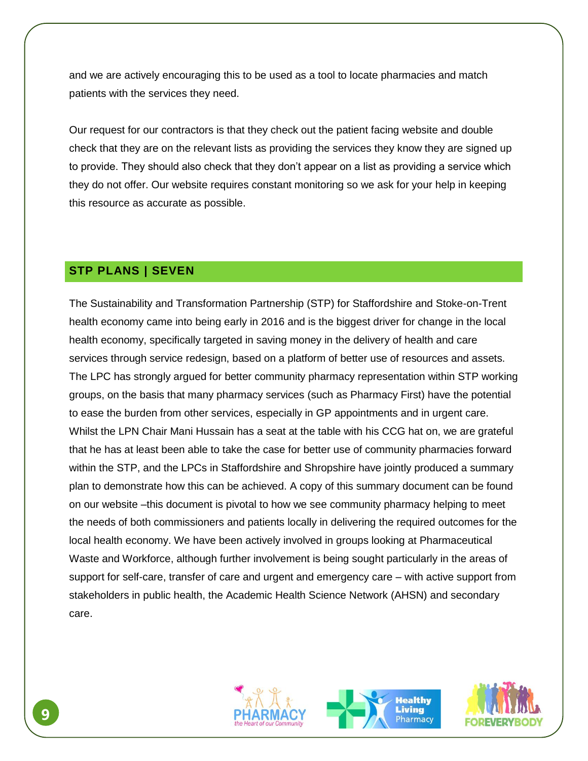and we are actively encouraging this to be used as a tool to locate pharmacies and match patients with the services they need.

Our request for our contractors is that they check out the patient facing website and double check that they are on the relevant lists as providing the services they know they are signed up to provide. They should also check that they don't appear on a list as providing a service which they do not offer. Our website requires constant monitoring so we ask for your help in keeping this resource as accurate as possible.

## STP PLANS | SEVEN

The Sustainability and Transformation Partnership (STP) for Staffordshire and Stoke-on-Trent health economy came into being early in 2016 and is the biggest driver for change in the local health economy, specifically targeted in saving money in the delivery of health and care services through service redesign, based on a platform of better use of resources and assets. The LPC has strongly argued for better community pharmacy representation within STP working groups, on the basis that many pharmacy services (such as Pharmacy First) have the potential to ease the burden from other services, especially in GP appointments and in urgent care. Whilst the LPN Chair Mani Hussain has a seat at the table with his CCG hat on, we are grateful that he has at least been able to take the case for better use of community pharmacies forward within the STP, and the LPCs in Staffordshire and Shropshire have jointly produced a summary plan to demonstrate how this can be achieved. A copy of this summary document can be found on our website –this document is pivotal to how we see community pharmacy helping to meet the needs of both commissioners and patients locally in delivering the required outcomes for the local health economy. We have been actively involved in groups looking at Pharmaceutical Waste and Workforce, although further involvement is being sought particularly in the areas of support for self-care, transfer of care and urgent and emergency care – with active support from stakeholders in public health, the Academic Health Science Network (AHSN) and secondary care.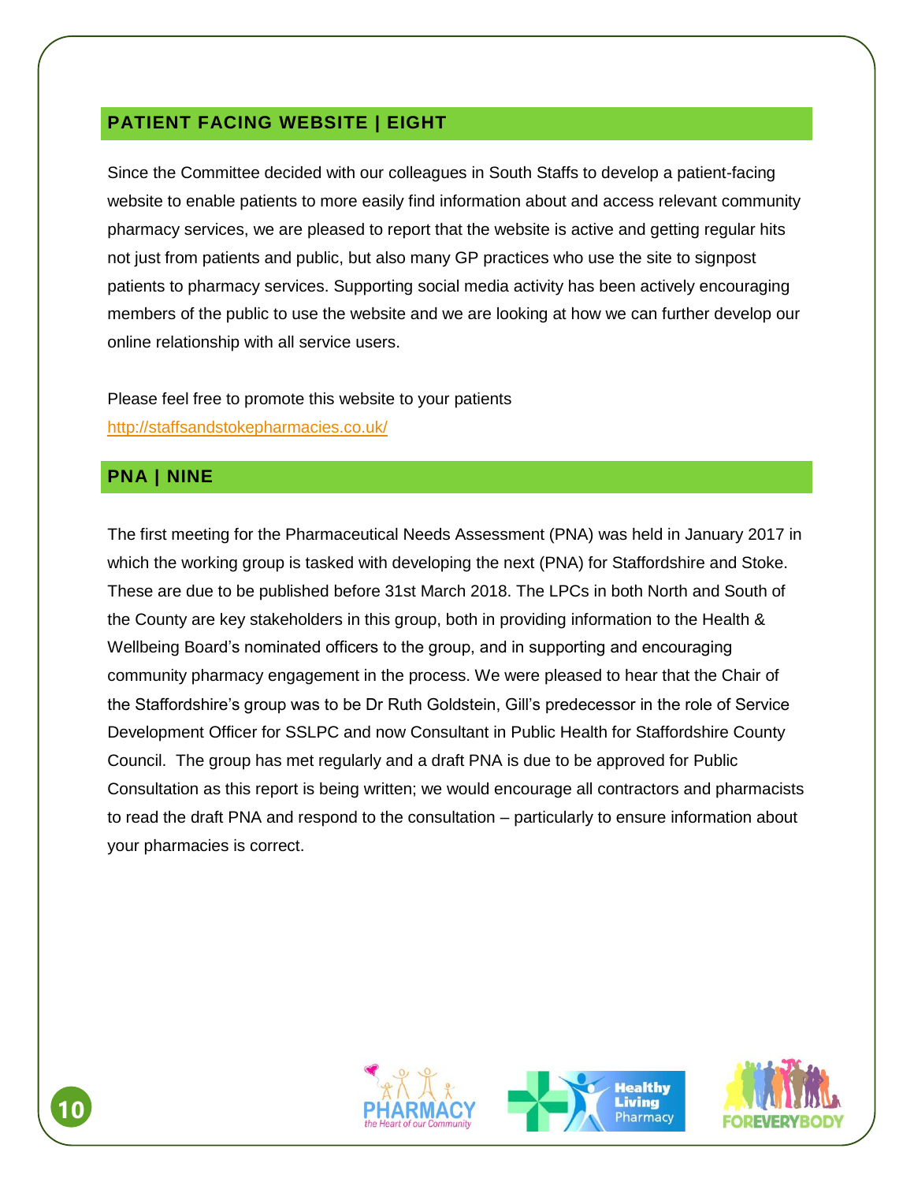## PATIENT FACING WEBSITE | EIGHT

Since the Committee decided with our colleagues in South Staffs to develop a patient-facing website to enable patients to more easily find information about and access relevant community pharmacy services, we are pleased to report that the website is active and getting regular hits not just from patients and public, but also many GP practices who use the site to signpost patients to pharmacy services. Supporting social media activity has been actively encouraging members of the public to use the website and we are looking at how we can further develop our online relationship with all service users.

Please feel free to promote this website to your patients
http://staffsandstokepharmacies.co.uk/

## PNA | NINE

The first meeting for the Pharmaceutical Needs Assessment (PNA) was held in January 2017 in which the working group is tasked with developing the next (PNA) for Staffordshire and Stoke. These are due to be published before 31st March 2018. The LPCs in both North and South of the County are key stakeholders in this group, both in providing information to the Health & Wellbeing Board's nominated officers to the group, and in supporting and encouraging community pharmacy engagement in the process. We were pleased to hear that the Chair of the Staffordshire's group was to be Dr Ruth Goldstein, Gill's predecessor in the role of Service Development Officer for SSLPC and now Consultant in Public Health for Staffordshire County Council. The group has met regularly and a draft PNA is due to be approved for Public Consultation as this report is being written; we would encourage all contractors and pharmacists to read the draft PNA and respond to the consultation – particularly to ensure information about your pharmacies is correct.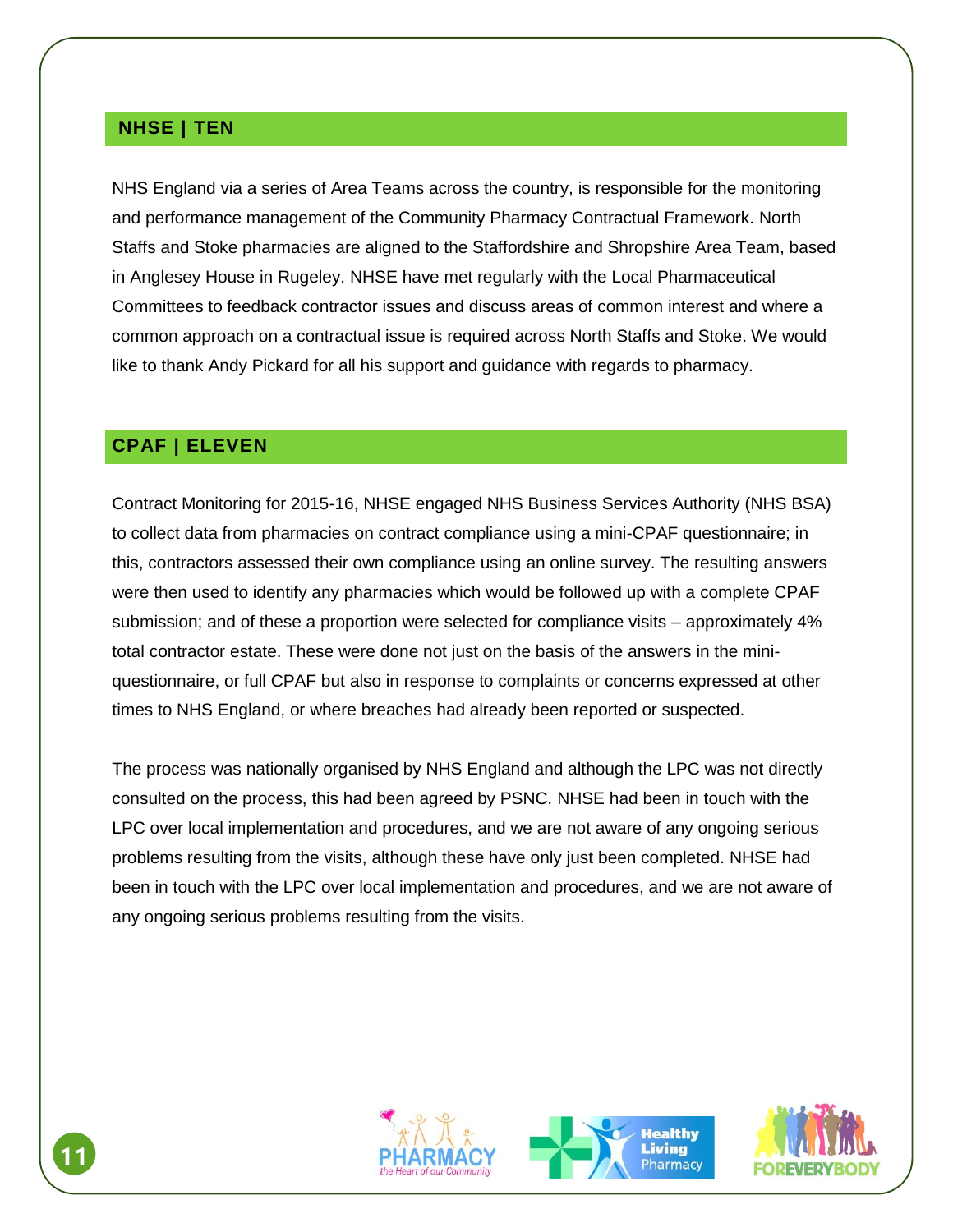## NHSE | TEN

NHS England via a series of Area Teams across the country, is responsible for the monitoring and performance management of the Community Pharmacy Contractual Framework. North Staffs and Stoke pharmacies are aligned to the Staffordshire and Shropshire Area Team, based in Anglesey House in Rugeley. NHSE have met regularly with the Local Pharmaceutical Committees to feedback contractor issues and discuss areas of common interest and where a common approach on a contractual issue is required across North Staffs and Stoke. We would like to thank Andy Pickard for all his support and guidance with regards to pharmacy.

## CPAF | ELEVEN

Contract Monitoring for 2015-16, NHSE engaged NHS Business Services Authority (NHS BSA) to collect data from pharmacies on contract compliance using a mini-CPAF questionnaire; in this, contractors assessed their own compliance using an online survey. The resulting answers were then used to identify any pharmacies which would be followed up with a complete CPAF submission; and of these a proportion were selected for compliance visits – approximately 4% total contractor estate. These were done not just on the basis of the answers in the mini-questionnaire, or full CPAF but also in response to complaints or concerns expressed at other times to NHS England, or where breaches had already been reported or suspected.

The process was nationally organised by NHS England and although the LPC was not directly consulted on the process, this had been agreed by PSNC. NHSE had been in touch with the LPC over local implementation and procedures, and we are not aware of any ongoing serious problems resulting from the visits, although these have only just been completed. NHSE had been in touch with the LPC over local implementation and procedures, and we are not aware of any ongoing serious problems resulting from the visits.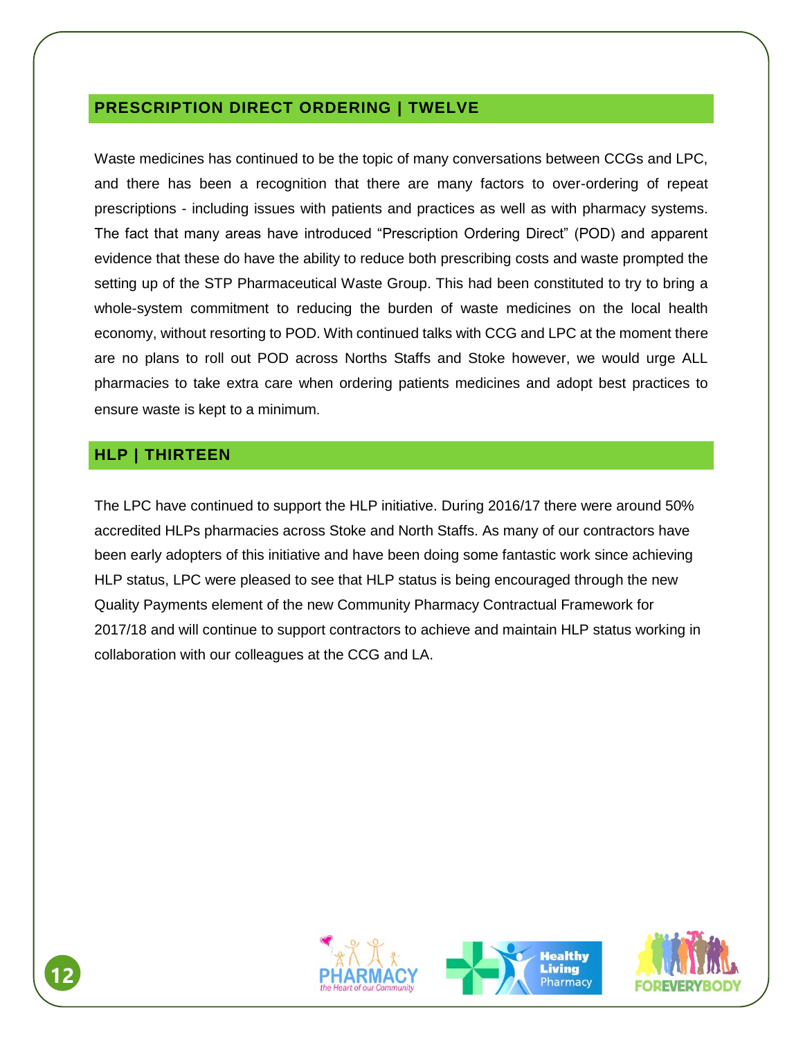## PRESCRIPTION DIRECT ORDERING | TWELVE

Waste medicines has continued to be the topic of many conversations between CCGs and LPC, and there has been a recognition that there are many factors to over-ordering of repeat prescriptions - including issues with patients and practices as well as with pharmacy systems. The fact that many areas have introduced "Prescription Ordering Direct" (POD) and apparent evidence that these do have the ability to reduce both prescribing costs and waste prompted the setting up of the STP Pharmaceutical Waste Group. This had been constituted to try to bring a whole-system commitment to reducing the burden of waste medicines on the local health economy, without resorting to POD. With continued talks with CCG and LPC at the moment there are no plans to roll out POD across Norths Staffs and Stoke however, we would urge ALL pharmacies to take extra care when ordering patients medicines and adopt best practices to ensure waste is kept to a minimum.

## HLP | THIRTEEN

The LPC have continued to support the HLP initiative. During 2016/17 there were around 50% accredited HLPs pharmacies across Stoke and North Staffs. As many of our contractors have been early adopters of this initiative and have been doing some fantastic work since achieving HLP status, LPC were pleased to see that HLP status is being encouraged through the new Quality Payments element of the new Community Pharmacy Contractual Framework for 2017/18 and will continue to support contractors to achieve and maintain HLP status working in collaboration with our colleagues at the CCG and LA.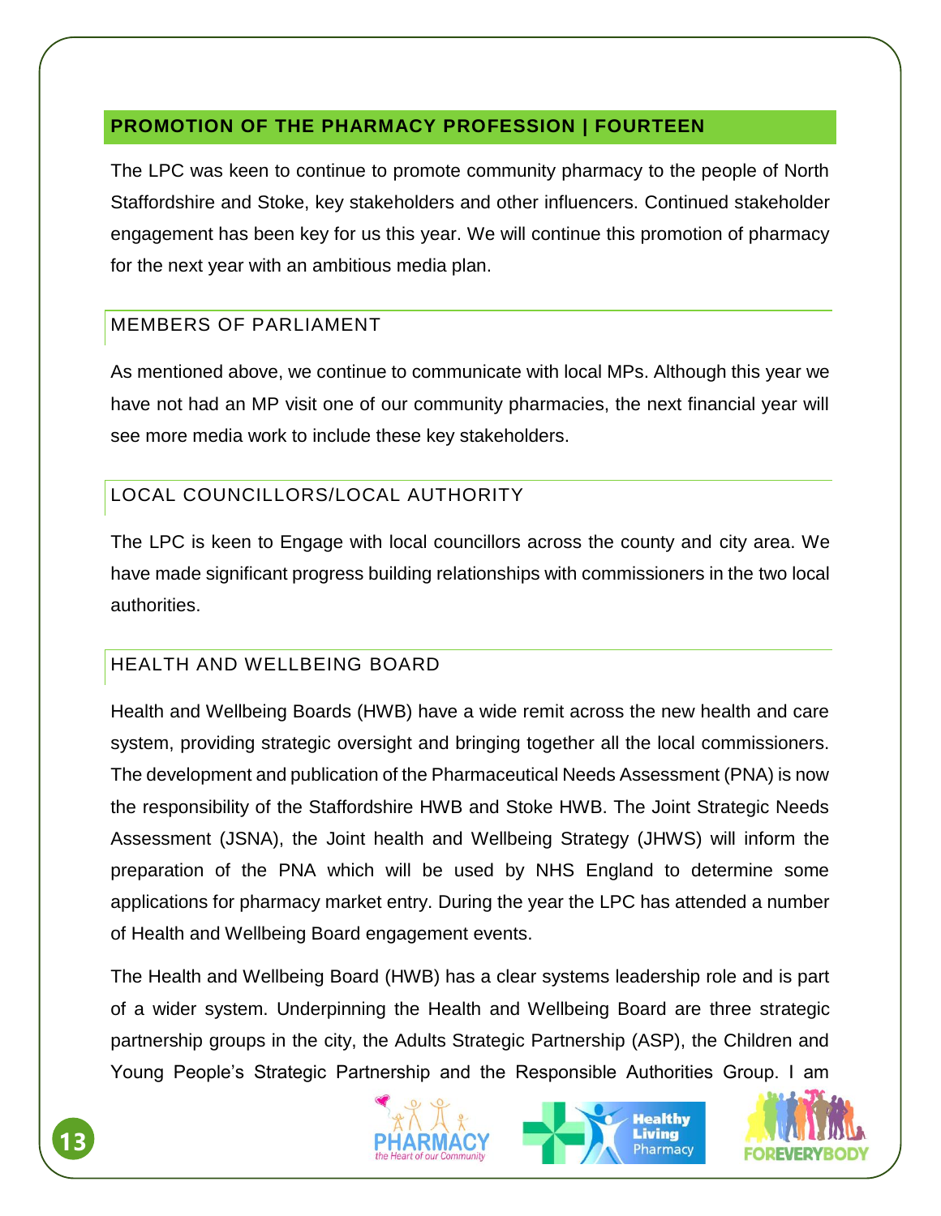## PROMOTION OF THE PHARMACY PROFESSION | FOURTEEN

The LPC was keen to continue to promote community pharmacy to the people of North Staffordshire and Stoke, key stakeholders and other influencers. Continued stakeholder engagement has been key for us this year. We will continue this promotion of pharmacy for the next year with an ambitious media plan.

### MEMBERS OF PARLIAMENT

As mentioned above, we continue to communicate with local MPs. Although this year we have not had an MP visit one of our community pharmacies, the next financial year will see more media work to include these key stakeholders.

### LOCAL COUNCILLORS/LOCAL AUTHORITY

The LPC is keen to Engage with local councillors across the county and city area. We have made significant progress building relationships with commissioners in the two local authorities.

### HEALTH AND WELLBEING BOARD

Health and Wellbeing Boards (HWB) have a wide remit across the new health and care system, providing strategic oversight and bringing together all the local commissioners. The development and publication of the Pharmaceutical Needs Assessment (PNA) is now the responsibility of the Staffordshire HWB and Stoke HWB. The Joint Strategic Needs Assessment (JSNA), the Joint health and Wellbeing Strategy (JHWS) will inform the preparation of the PNA which will be used by NHS England to determine some applications for pharmacy market entry. During the year the LPC has attended a number of Health and Wellbeing Board engagement events.

The Health and Wellbeing Board (HWB) has a clear systems leadership role and is part of a wider system. Underpinning the Health and Wellbeing Board are three strategic partnership groups in the city, the Adults Strategic Partnership (ASP), the Children and Young People's Strategic Partnership and the Responsible Authorities Group. I am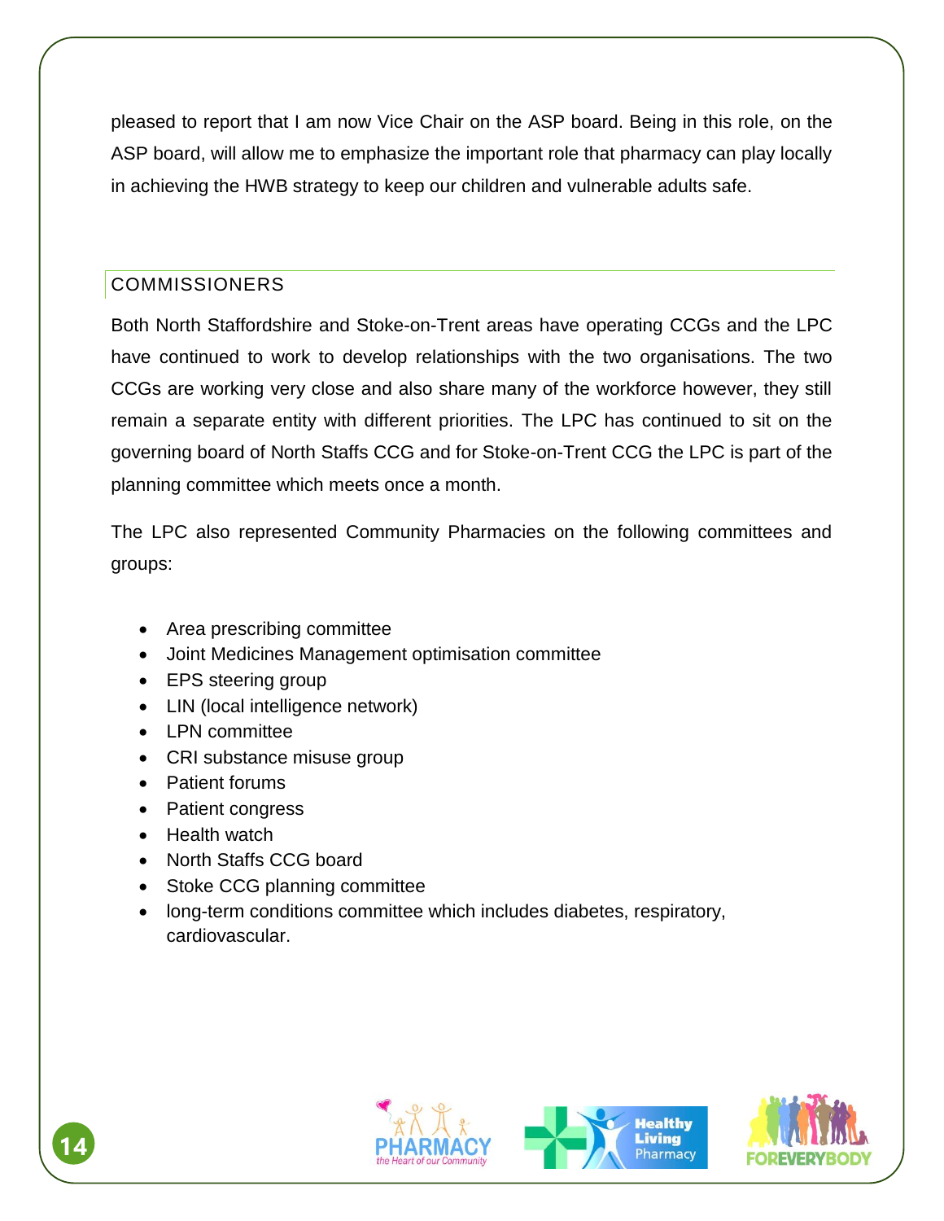pleased to report that I am now Vice Chair on the ASP board. Being in this role, on the ASP board, will allow me to emphasize the important role that pharmacy can play locally in achieving the HWB strategy to keep our children and vulnerable adults safe.

## COMMISSIONERS

Both North Staffordshire and Stoke-on-Trent areas have operating CCGs and the LPC have continued to work to develop relationships with the two organisations. The two CCGs are working very close and also share many of the workforce however, they still remain a separate entity with different priorities. The LPC has continued to sit on the governing board of North Staffs CCG and for Stoke-on-Trent CCG the LPC is part of the planning committee which meets once a month.

The LPC also represented Community Pharmacies on the following committees and groups:

- Area prescribing committee
- Joint Medicines Management optimisation committee
- EPS steering group
- LIN (local intelligence network)
- LPN committee
- CRI substance misuse group
- Patient forums
- Patient congress
- Health watch
- North Staffs CCG board
- Stoke CCG planning committee
- long-term conditions committee which includes diabetes, respiratory, cardiovascular.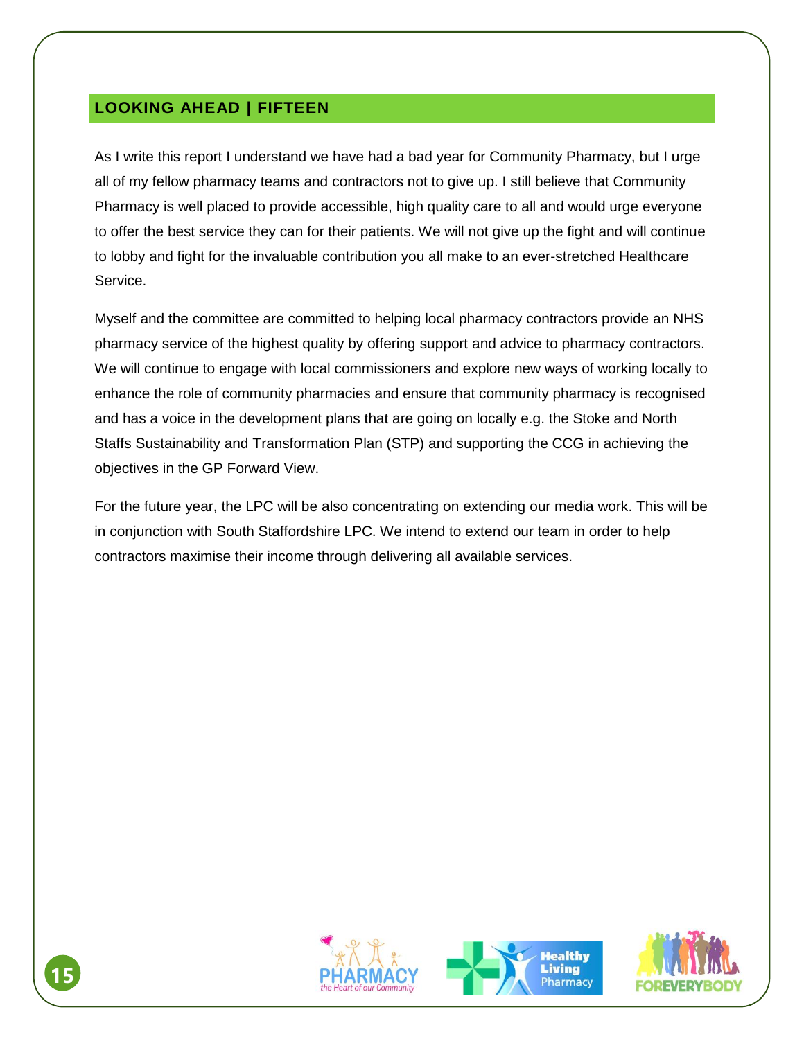## LOOKING AHEAD | FIFTEEN

As I write this report I understand we have had a bad year for Community Pharmacy, but I urge all of my fellow pharmacy teams and contractors not to give up. I still believe that Community Pharmacy is well placed to provide accessible, high quality care to all and would urge everyone to offer the best service they can for their patients. We will not give up the fight and will continue to lobby and fight for the invaluable contribution you all make to an ever-stretched Healthcare Service.

Myself and the committee are committed to helping local pharmacy contractors provide an NHS pharmacy service of the highest quality by offering support and advice to pharmacy contractors. We will continue to engage with local commissioners and explore new ways of working locally to enhance the role of community pharmacies and ensure that community pharmacy is recognised and has a voice in the development plans that are going on locally e.g. the Stoke and North Staffs Sustainability and Transformation Plan (STP) and supporting the CCG in achieving the objectives in the GP Forward View.

For the future year, the LPC will be also concentrating on extending our media work. This will be in conjunction with South Staffordshire LPC. We intend to extend our team in order to help contractors maximise their income through delivering all available services.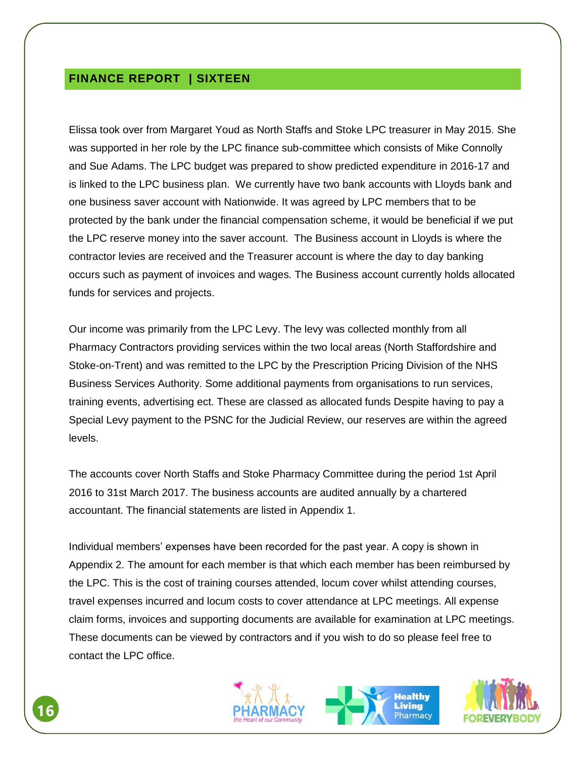## FINANCE REPORT | SIXTEEN

Elissa took over from Margaret Youd as North Staffs and Stoke LPC treasurer in May 2015. She was supported in her role by the LPC finance sub-committee which consists of Mike Connolly and Sue Adams. The LPC budget was prepared to show predicted expenditure in 2016-17 and is linked to the LPC business plan. We currently have two bank accounts with Lloyds bank and one business saver account with Nationwide. It was agreed by LPC members that to be protected by the bank under the financial compensation scheme, it would be beneficial if we put the LPC reserve money into the saver account. The Business account in Lloyds is where the contractor levies are received and the Treasurer account is where the day to day banking occurs such as payment of invoices and wages. The Business account currently holds allocated funds for services and projects.

Our income was primarily from the LPC Levy. The levy was collected monthly from all Pharmacy Contractors providing services within the two local areas (North Staffordshire and Stoke-on-Trent) and was remitted to the LPC by the Prescription Pricing Division of the NHS Business Services Authority. Some additional payments from organisations to run services, training events, advertising ect. These are classed as allocated funds Despite having to pay a Special Levy payment to the PSNC for the Judicial Review, our reserves are within the agreed levels.

The accounts cover North Staffs and Stoke Pharmacy Committee during the period 1st April 2016 to 31st March 2017. The business accounts are audited annually by a chartered accountant. The financial statements are listed in Appendix 1.

Individual members' expenses have been recorded for the past year. A copy is shown in Appendix 2. The amount for each member is that which each member has been reimbursed by the LPC. This is the cost of training courses attended, locum cover whilst attending courses, travel expenses incurred and locum costs to cover attendance at LPC meetings. All expense claim forms, invoices and supporting documents are available for examination at LPC meetings. These documents can be viewed by contractors and if you wish to do so please feel free to contact the LPC office.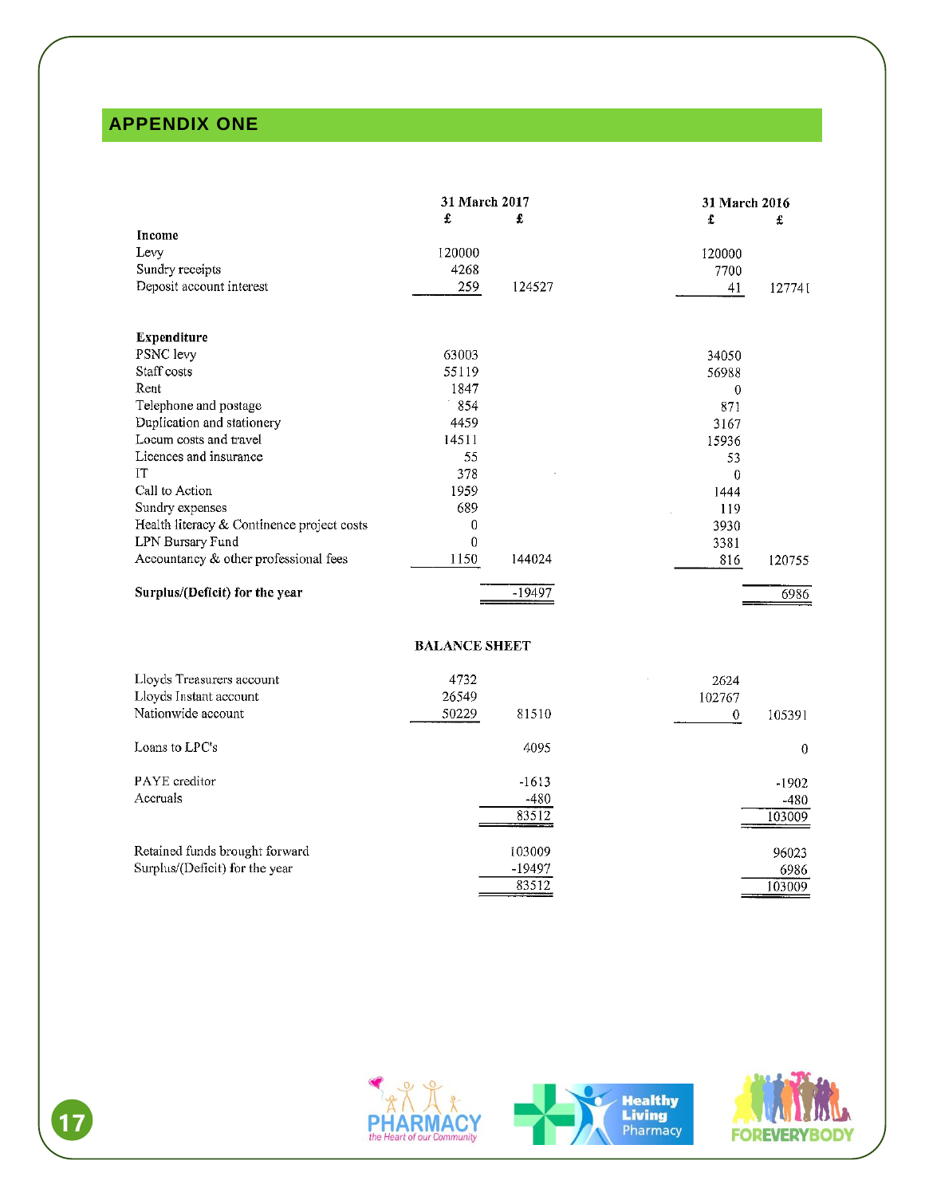## APPENDIX ONE

| | 31 March 2017 | | 31 March 2016 | |
|---|---|---|---|---|
| | £ | £ | £ | £ |
| **Income** | | | | |
| Levy | 120000 | | 120000 | |
| Sundry receipts | 4268 | | 7700 | |
| Deposit account interest | 259 | 124527 | 41 | 127741 |
| | | | | |
| **Expenditure** | | | | |
| PSNC levy | 63003 | | 34050 | |
| Staff costs | 55119 | | 56988 | |
| Rent | 1847 | | 0 | |
| Telephone and postage | 854 | | 871 | |
| Duplication and stationery | 4459 | | 3167 | |
| Locum costs and travel | 14511 | | 15936 | |
| Licences and insurance | 55 | | 53 | |
| IT | 378 | | 0 | |
| Call to Action | 1959 | | 1444 | |
| Sundry expenses | 689 | | 119 | |
| Health literacy & Continence project costs | 0 | | 3930 | |
| LPN Bursary Fund | 0 | | 3381 | |
| Accountancy & other professional fees | 1150 | 144024 | 816 | 120755 |
| | | | | |
| **Surplus/(Deficit) for the year** | | -19497 | | 6986 |

**BALANCE SHEET**

| | 31 March 2017 | | 31 March 2016 | |
|---|---|---|---|---|
| Lloyds Treasurers account | 4732 | | 2624 | |
| Lloyds Instant account | 26549 | | 102767 | |
| Nationwide account | 50229 | 81510 | 0 | 105391 |
| | | | | |
| Loans to LPC's | | 4095 | | 0 |
| | | | | |
| PAYE creditor | | -1613 | | -1902 |
| Accruals | | -480 | | -480 |
| | | 83512 | | 103009 |
| | | | | |
| Retained funds brought forward | | 103009 | | 96023 |
| Surplus/(Deficit) for the year | | -19497 | | 6986 |
| | | 83512 | | 103009 |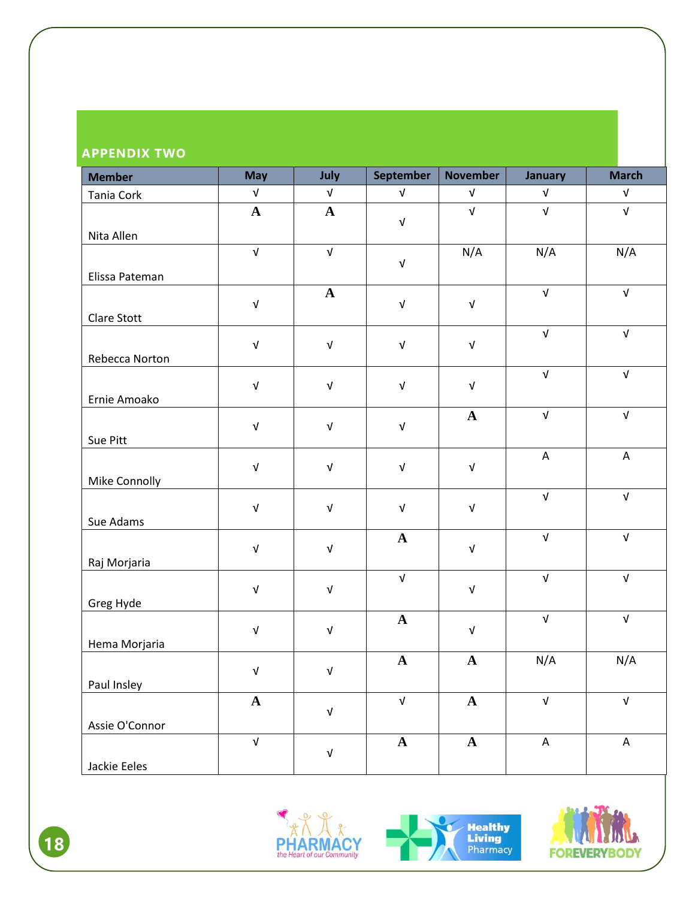## APPENDIX TWO

| Member | May | July | September | November | January | March |
|---|---|---|---|---|---|---|
| Tania Cork | √ | √ | √ | √ | √ | √ |
| Nita Allen | A | A | √ | √ | √ | √ |
| Elissa Pateman | √ | √ | √ | N/A | N/A | N/A |
| Clare Stott | √ | A | √ | √ | √ | √ |
| Rebecca Norton | √ | √ | √ | √ | √ | √ |
| Ernie Amoako | √ | √ | √ | √ | √ | √ |
| Sue Pitt | √ | √ | √ | A | √ | √ |
| Mike Connolly | √ | √ | √ | √ | A | A |
| Sue Adams | √ | √ | √ | √ | √ | √ |
| Raj Morjaria | √ | √ | A | √ | √ | √ |
| Greg Hyde | √ | √ | √ | √ | √ | √ |
| Hema Morjaria | √ | √ | A | √ | √ | √ |
| Paul Insley | √ | √ | A | A | N/A | N/A |
| Assie O'Connor | A | √ | √ | A | √ | √ |
| Jackie Eeles | √ | √ | A | A | A | A |